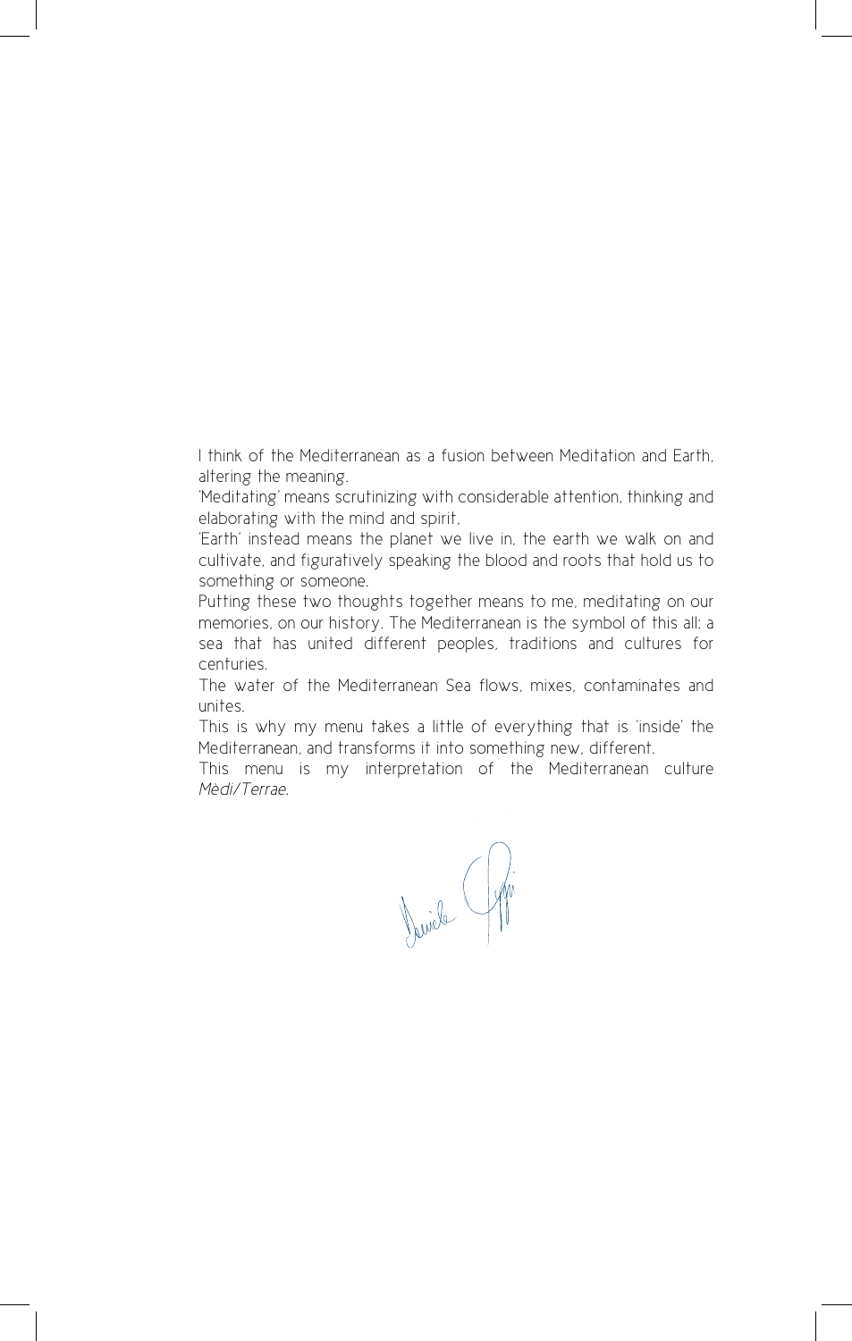I think of the Mediterranean as a fusion between Meditation and Earth, altering the meaning.

'Meditating' means scrutinizing with considerable attention, thinking and elaborating with the mind and spirit,

'Earth' instead means the planet we live in, the earth we walk on and cultivate, and figuratively speaking the blood and roots that hold us to something or someone.

Putting these two thoughts together means to me, meditating on our memories, on our history. The Mediterranean is the symbol of this all: a sea that has united different peoples, traditions and cultures for centuries.

The water of the Mediterranean Sea flows, mixes, contaminates and unites.

This is why my menu takes a little of everything that is 'inside' the Mediterranean, and transforms it into something new, different.

This menu is my interpretation of the Mediterranean culture *Mèdi/Terrae*.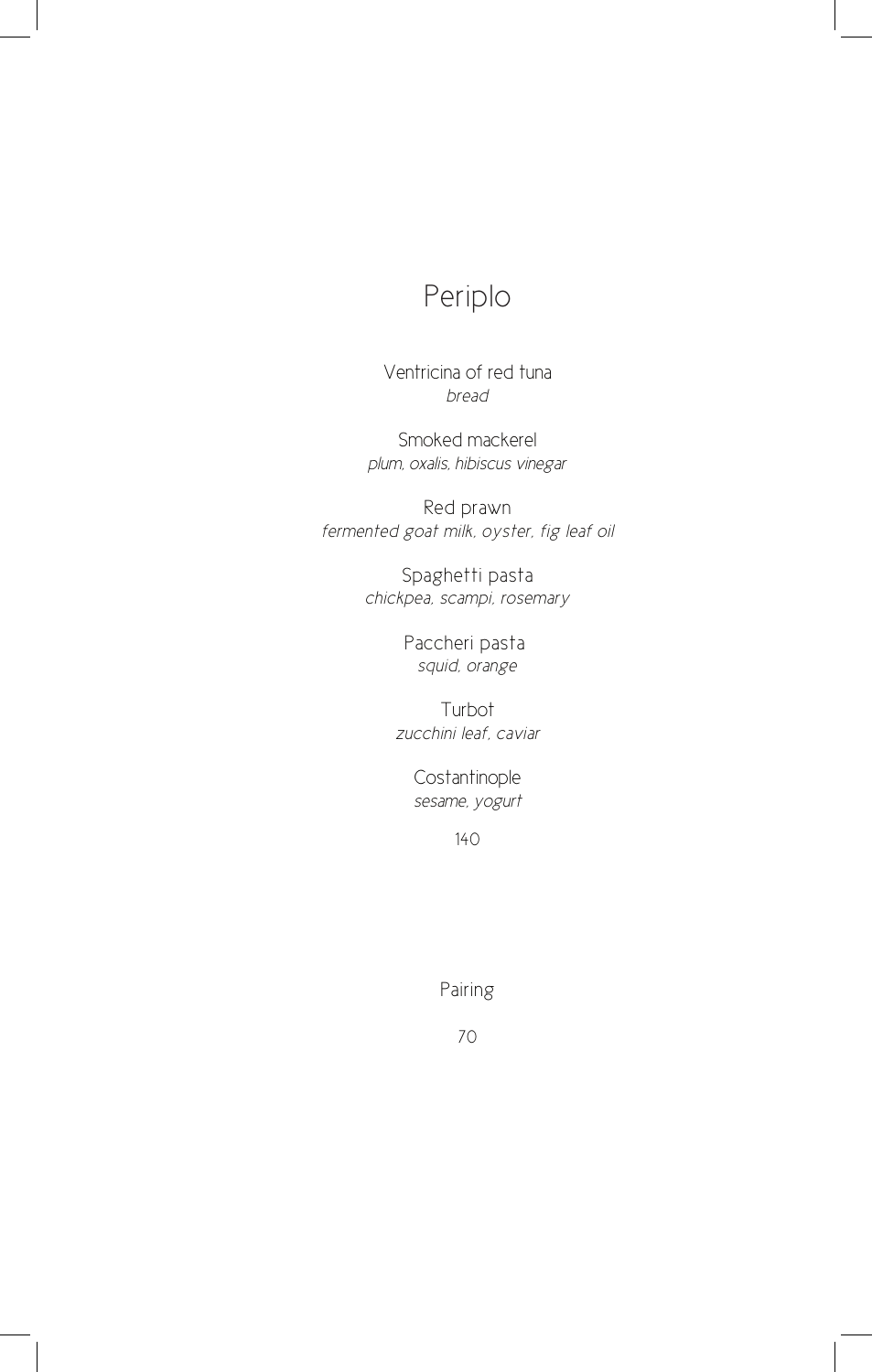# Periplo

Ventricina of red tuna
*bread*

Smoked mackerel
*plum, oxalis, hibiscus vinegar*

Red prawn
*fermented goat milk, oyster, fig leaf oil*

Spaghetti pasta
*chickpea, scampi, rosemary*

Paccheri pasta
*squid, orange*

Turbot
*zucchini leaf, caviar*

Costantinople
*sesame, yogurt*

140

Pairing

70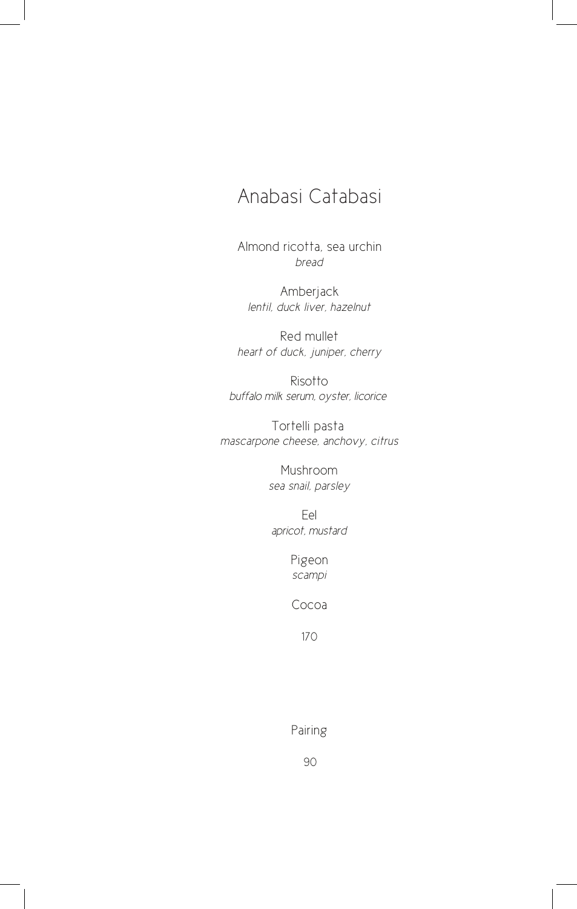# Anabasi Catabasi

Almond ricotta, sea urchin
*bread*

Amberjack
*lentil, duck liver, hazelnut*

Red mullet
*heart of duck, juniper, cherry*

Risotto
*buffalo milk serum, oyster, licorice*

Tortelli pasta
*mascarpone cheese, anchovy, citrus*

Mushroom
*sea snail, parsley*

Eel
*apricot, mustard*

Pigeon
*scampi*

Cocoa

170

Pairing

90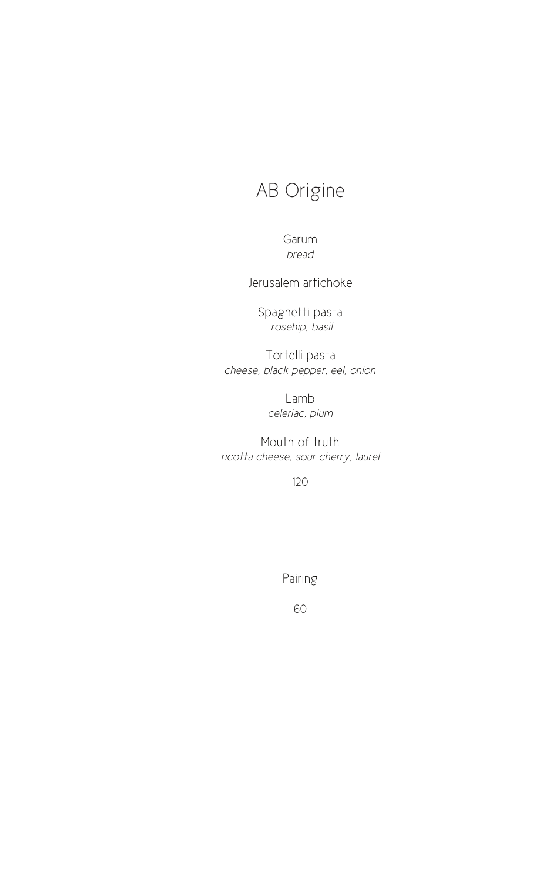# AB Origine

Garum
*bread*

Jerusalem artichoke

Spaghetti pasta
*rosehip, basil*

Tortelli pasta
*cheese, black pepper, eel, onion*

Lamb
*celeriac, plum*

Mouth of truth
*ricotta cheese, sour cherry, laurel*

120

Pairing

60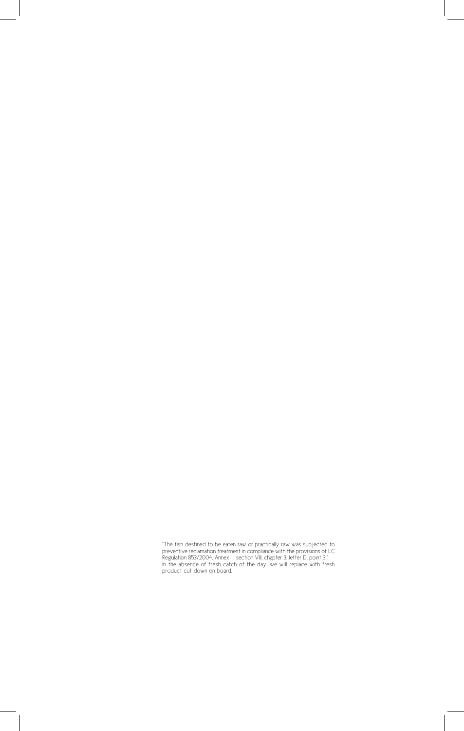"The fish destined to be eaten raw or practically raw was subjected to preventive reclamation treatment in compliance with the provisions of EC Regulation 853/2004, Annex III, section VIII, chapter 3, letter D, point 3."
In the absence of fresh catch of the day, we will replace with fresh product cut down on board.